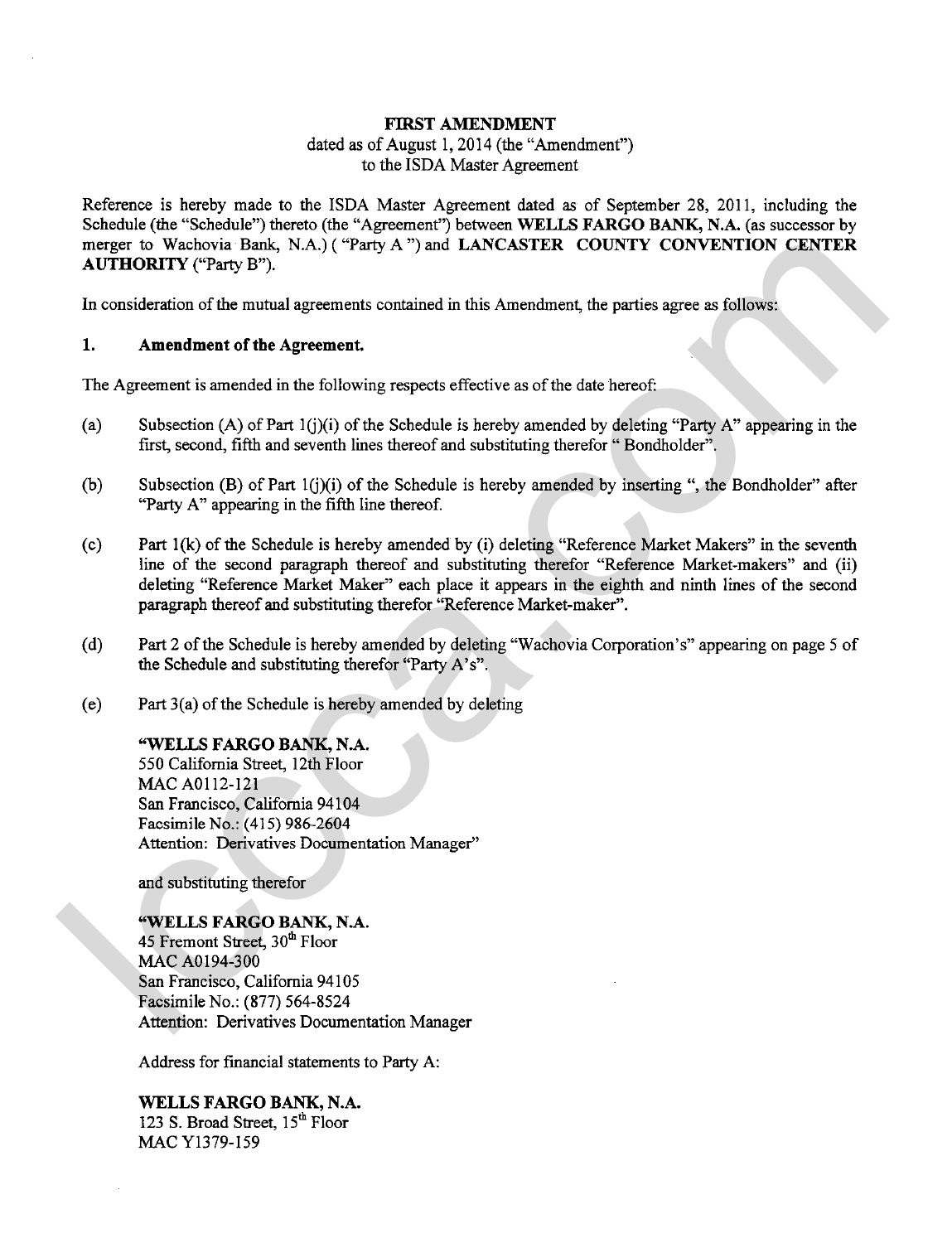**FIRST AMENDMENT**
dated as of August 1, 2014 (the "Amendment")
to the ISDA Master Agreement

Reference is hereby made to the ISDA Master Agreement dated as of September 28, 2011, including the Schedule (the "Schedule") thereto (the "Agreement") between **WELLS FARGO BANK, N.A.** (as successor by merger to Wachovia Bank, N.A.) ( "Party A ") and **LANCASTER COUNTY CONVENTION CENTER AUTHORITY** ("Party B").

In consideration of the mutual agreements contained in this Amendment, the parties agree as follows:

**1. Amendment of the Agreement.**

The Agreement is amended in the following respects effective as of the date hereof:

(a) Subsection (A) of Part 1(j)(i) of the Schedule is hereby amended by deleting "Party A" appearing in the first, second, fifth and seventh lines thereof and substituting therefor " Bondholder".

(b) Subsection (B) of Part 1(j)(i) of the Schedule is hereby amended by inserting ", the Bondholder" after "Party A" appearing in the fifth line thereof.

(c) Part 1(k) of the Schedule is hereby amended by (i) deleting "Reference Market Makers" in the seventh line of the second paragraph thereof and substituting therefor "Reference Market-makers" and (ii) deleting "Reference Market Maker" each place it appears in the eighth and ninth lines of the second paragraph thereof and substituting therefor "Reference Market-maker".

(d) Part 2 of the Schedule is hereby amended by deleting "Wachovia Corporation's" appearing on page 5 of the Schedule and substituting therefor "Party A's".

(e) Part 3(a) of the Schedule is hereby amended by deleting

**"WELLS FARGO BANK, N.A.**
550 California Street, 12th Floor
MAC A0112-121
San Francisco, California 94104
Facsimile No.: (415) 986-2604
Attention: Derivatives Documentation Manager"

and substituting therefor

**"WELLS FARGO BANK, N.A.**
45 Fremont Street, 30th Floor
MAC A0194-300
San Francisco, California 94105
Facsimile No.: (877) 564-8524
Attention: Derivatives Documentation Manager

Address for financial statements to Party A:

**WELLS FARGO BANK, N.A.**
123 S. Broad Street, 15th Floor
MAC Y1379-159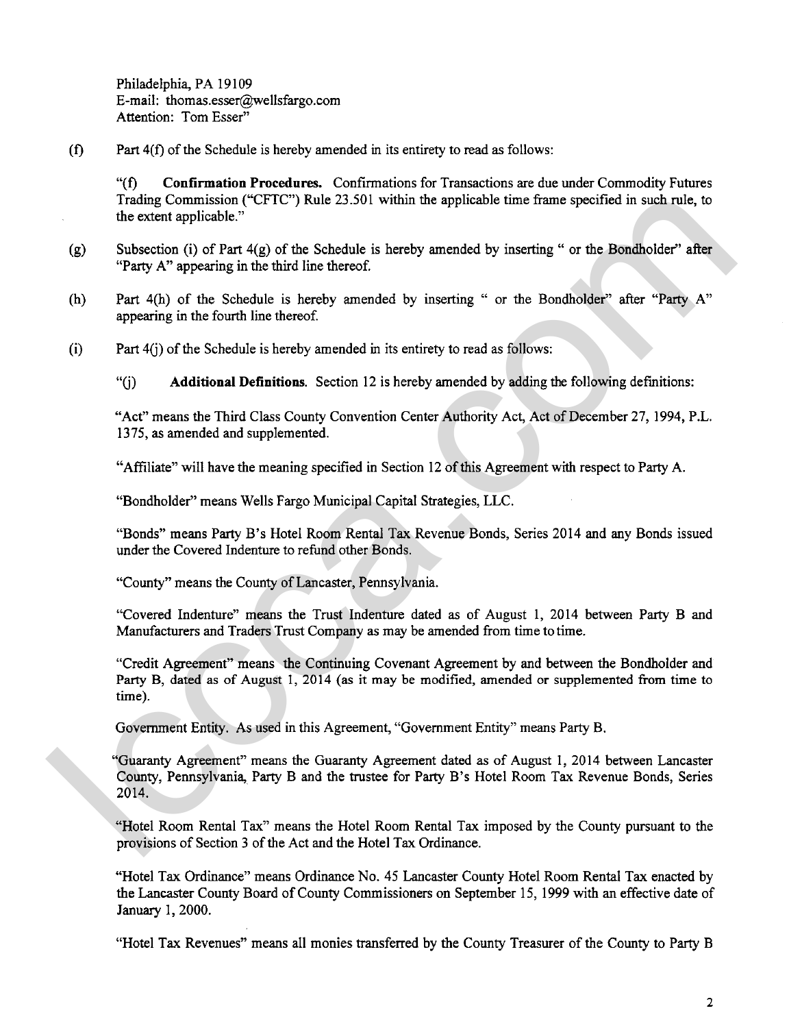Philadelphia, PA 19109
E-mail: thomas.esser@wellsfargo.com
Attention: Tom Esser"

(f) Part 4(f) of the Schedule is hereby amended in its entirety to read as follows:

"(f) **Confirmation Procedures.** Confirmations for Transactions are due under Commodity Futures Trading Commission ("CFTC") Rule 23.501 within the applicable time frame specified in such rule, to the extent applicable."

(g) Subsection (i) of Part 4(g) of the Schedule is hereby amended by inserting " or the Bondholder" after "Party A" appearing in the third line thereof.

(h) Part 4(h) of the Schedule is hereby amended by inserting " or the Bondholder" after "Party A" appearing in the fourth line thereof.

(i) Part 4(j) of the Schedule is hereby amended in its entirety to read as follows:

"(j) **Additional Definitions.** Section 12 is hereby amended by adding the following definitions:

"Act" means the Third Class County Convention Center Authority Act, Act of December 27, 1994, P.L. 1375, as amended and supplemented.

"Affiliate" will have the meaning specified in Section 12 of this Agreement with respect to Party A.

"Bondholder" means Wells Fargo Municipal Capital Strategies, LLC.

"Bonds" means Party B's Hotel Room Rental Tax Revenue Bonds, Series 2014 and any Bonds issued under the Covered Indenture to refund other Bonds.

"County" means the County of Lancaster, Pennsylvania.

"Covered Indenture" means the Trust Indenture dated as of August 1, 2014 between Party B and Manufacturers and Traders Trust Company as may be amended from time to time.

"Credit Agreement" means the Continuing Covenant Agreement by and between the Bondholder and Party B, dated as of August 1, 2014 (as it may be modified, amended or supplemented from time to time).

Government Entity. As used in this Agreement, "Government Entity" means Party B.

"Guaranty Agreement" means the Guaranty Agreement dated as of August 1, 2014 between Lancaster County, Pennsylvania, Party B and the trustee for Party B's Hotel Room Tax Revenue Bonds, Series 2014.

"Hotel Room Rental Tax" means the Hotel Room Rental Tax imposed by the County pursuant to the provisions of Section 3 of the Act and the Hotel Tax Ordinance.

"Hotel Tax Ordinance" means Ordinance No. 45 Lancaster County Hotel Room Rental Tax enacted by the Lancaster County Board of County Commissioners on September 15, 1999 with an effective date of January 1, 2000.

"Hotel Tax Revenues" means all monies transferred by the County Treasurer of the County to Party B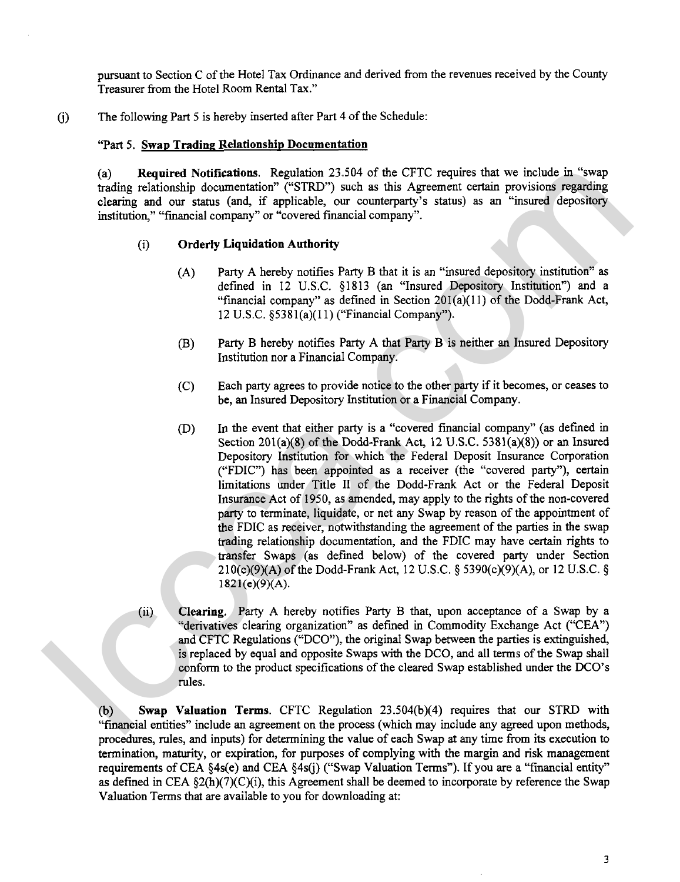pursuant to Section C of the Hotel Tax Ordinance and derived from the revenues received by the County Treasurer from the Hotel Room Rental Tax."

(j) The following Part 5 is hereby inserted after Part 4 of the Schedule:

"Part 5. **Swap Trading Relationship Documentation**

(a) **Required Notifications**. Regulation 23.504 of the CFTC requires that we include in "swap trading relationship documentation" ("STRD") such as this Agreement certain provisions regarding clearing and our status (and, if applicable, our counterparty's status) as an "insured depository institution," "financial company" or "covered financial company".

(i) **Orderly Liquidation Authority**

(A) Party A hereby notifies Party B that it is an "insured depository institution" as defined in 12 U.S.C. §1813 (an "Insured Depository Institution") and a "financial company" as defined in Section 201(a)(11) of the Dodd-Frank Act, 12 U.S.C. §5381(a)(11) ("Financial Company").

(B) Party B hereby notifies Party A that Party B is neither an Insured Depository Institution nor a Financial Company.

(C) Each party agrees to provide notice to the other party if it becomes, or ceases to be, an Insured Depository Institution or a Financial Company.

(D) In the event that either party is a "covered financial company" (as defined in Section 201(a)(8) of the Dodd-Frank Act, 12 U.S.C. 5381(a)(8)) or an Insured Depository Institution for which the Federal Deposit Insurance Corporation ("FDIC") has been appointed as a receiver (the "covered party"), certain limitations under Title II of the Dodd-Frank Act or the Federal Deposit Insurance Act of 1950, as amended, may apply to the rights of the non-covered party to terminate, liquidate, or net any Swap by reason of the appointment of the FDIC as receiver, notwithstanding the agreement of the parties in the swap trading relationship documentation, and the FDIC may have certain rights to transfer Swaps (as defined below) of the covered party under Section 210(c)(9)(A) of the Dodd-Frank Act, 12 U.S.C. § 5390(c)(9)(A), or 12 U.S.C. § 1821(e)(9)(A).

(ii) **Clearing.** Party A hereby notifies Party B that, upon acceptance of a Swap by a "derivatives clearing organization" as defined in Commodity Exchange Act ("CEA") and CFTC Regulations ("DCO"), the original Swap between the parties is extinguished, is replaced by equal and opposite Swaps with the DCO, and all terms of the Swap shall conform to the product specifications of the cleared Swap established under the DCO's rules.

(b) **Swap Valuation Terms**. CFTC Regulation 23.504(b)(4) requires that our STRD with "financial entities" include an agreement on the process (which may include any agreed upon methods, procedures, rules, and inputs) for determining the value of each Swap at any time from its execution to termination, maturity, or expiration, for purposes of complying with the margin and risk management requirements of CEA §4s(e) and CEA §4s(j) ("Swap Valuation Terms"). If you are a "financial entity" as defined in CEA §2(h)(7)(C)(i), this Agreement shall be deemed to incorporate by reference the Swap Valuation Terms that are available to you for downloading at: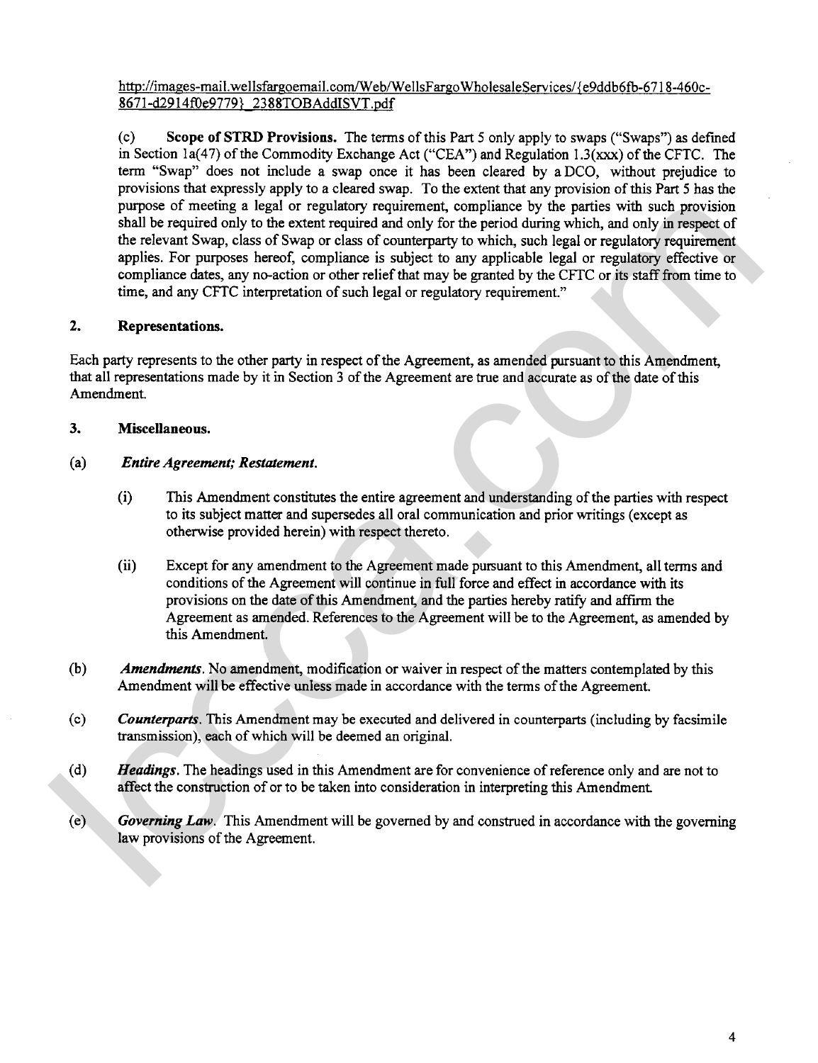http://images-mail.wellsfargoemail.com/Web/WellsFargoWholesaleServices/{e9ddb6fb-6718-460c-8671-d2914f0e9779}_2388TOBAddlSVT.pdf

(c) **Scope of STRD Provisions.** The terms of this Part 5 only apply to swaps ("Swaps") as defined in Section 1a(47) of the Commodity Exchange Act ("CEA") and Regulation 1.3(xxx) of the CFTC. The term "Swap" does not include a swap once it has been cleared by a DCO, without prejudice to provisions that expressly apply to a cleared swap. To the extent that any provision of this Part 5 has the purpose of meeting a legal or regulatory requirement, compliance by the parties with such provision shall be required only to the extent required and only for the period during which, and only in respect of the relevant Swap, class of Swap or class of counterparty to which, such legal or regulatory requirement applies. For purposes hereof, compliance is subject to any applicable legal or regulatory effective or compliance dates, any no-action or other relief that may be granted by the CFTC or its staff from time to time, and any CFTC interpretation of such legal or regulatory requirement."

## 2. Representations.

Each party represents to the other party in respect of the Agreement, as amended pursuant to this Amendment, that all representations made by it in Section 3 of the Agreement are true and accurate as of the date of this Amendment.

## 3. Miscellaneous.

(a) ***Entire Agreement; Restatement.***

(i) This Amendment constitutes the entire agreement and understanding of the parties with respect to its subject matter and supersedes all oral communication and prior writings (except as otherwise provided herein) with respect thereto.

(ii) Except for any amendment to the Agreement made pursuant to this Amendment, all terms and conditions of the Agreement will continue in full force and effect in accordance with its provisions on the date of this Amendment, and the parties hereby ratify and affirm the Agreement as amended. References to the Agreement will be to the Agreement, as amended by this Amendment.

(b) ***Amendments***. No amendment, modification or waiver in respect of the matters contemplated by this Amendment will be effective unless made in accordance with the terms of the Agreement.

(c) ***Counterparts***. This Amendment may be executed and delivered in counterparts (including by facsimile transmission), each of which will be deemed an original.

(d) ***Headings***. The headings used in this Amendment are for convenience of reference only and are not to affect the construction of or to be taken into consideration in interpreting this Amendment.

(e) ***Governing Law***. This Amendment will be governed by and construed in accordance with the governing law provisions of the Agreement.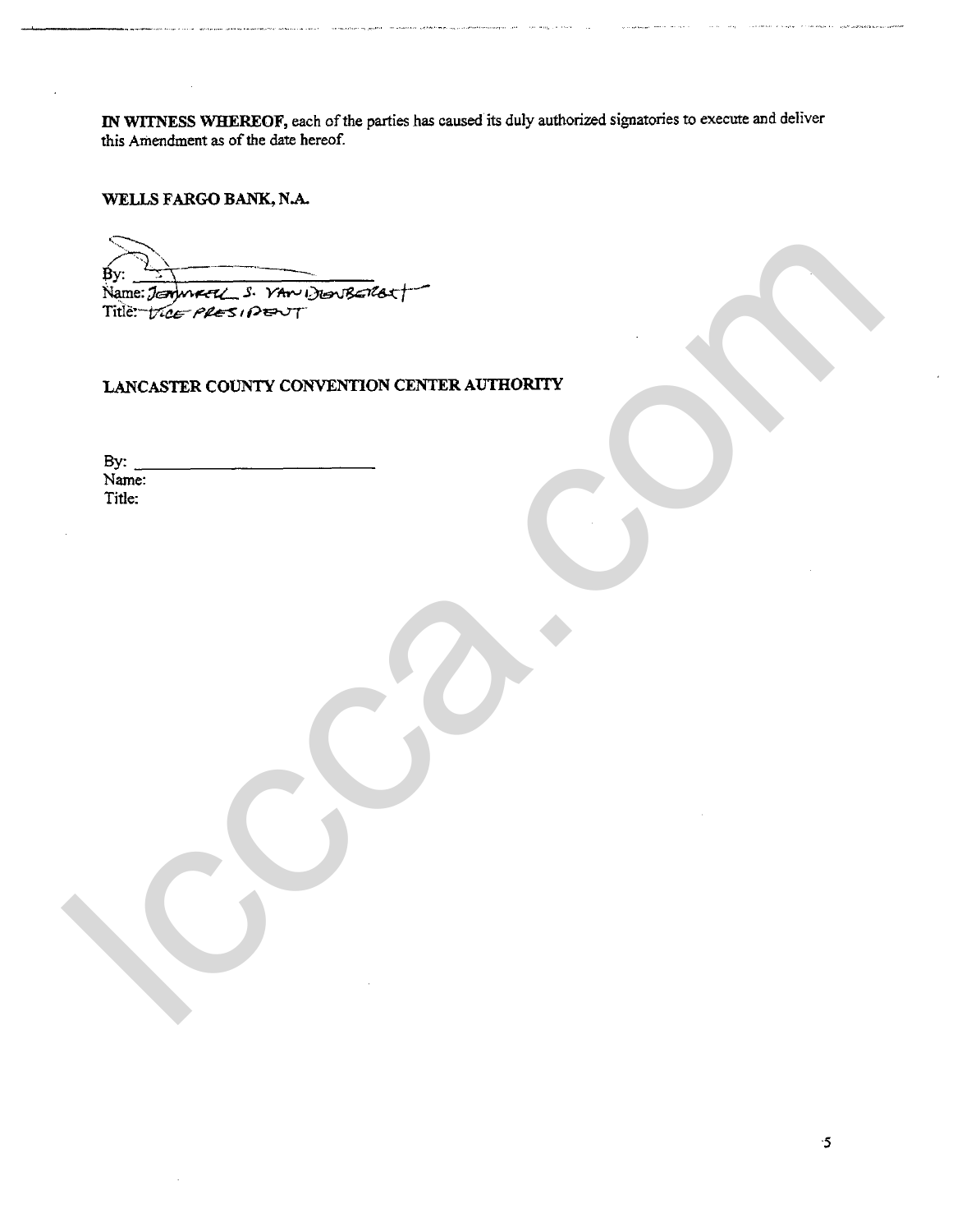**IN WITNESS WHEREOF,** each of the parties has caused its duly authorized signatories to execute and deliver this Amendment as of the date hereof.

**WELLS FARGO BANK, N.A.**

By: ______________________________
Name: Jonwell S. VanDenBerg
Title: Vice President

**LANCASTER COUNTY CONVENTION CENTER AUTHORITY**

By: ______________________________
Name:
Title: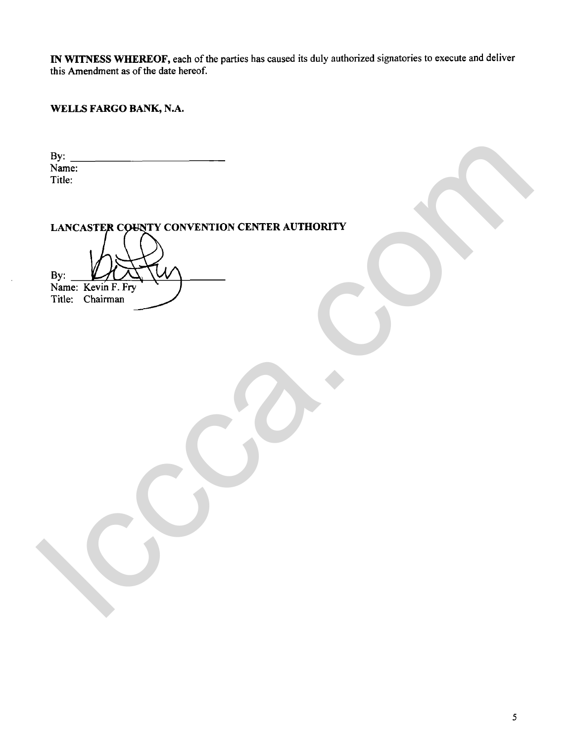**IN WITNESS WHEREOF,** each of the parties has caused its duly authorized signatories to execute and deliver this Amendment as of the date hereof.

**WELLS FARGO BANK, N.A.**

By: ___________________________
Name:
Title:

**LANCASTER COUNTY CONVENTION CENTER AUTHORITY**

By: ___________________________
Name: Kevin F. Fry
Title: Chairman